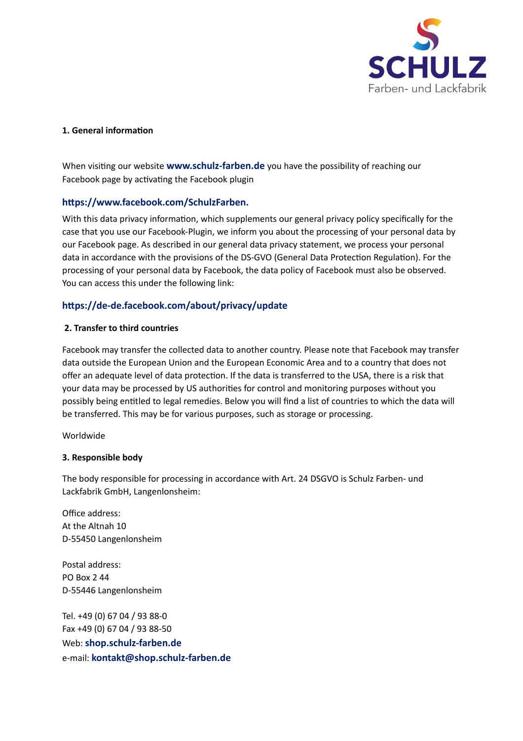SCHULZ

Farben- und Lackfabrik

**1. General information**

When visiting our website **www.schulz-farben.de** you have the possibility of reaching our Facebook page by activating the Facebook plugin

**https://www.facebook.com/SchulzFarben.**

With this data privacy information, which supplements our general privacy policy specifically for the case that you use our Facebook-Plugin, we inform you about the processing of your personal data by our Facebook page. As described in our general data privacy statement, we process your personal data in accordance with the provisions of the DS-GVO (General Data Protection Regulation). For the processing of your personal data by Facebook, the data policy of Facebook must also be observed. You can access this under the following link:

**https://de-de.facebook.com/about/privacy/update**

**2. Transfer to third countries**

Facebook may transfer the collected data to another country. Please note that Facebook may transfer data outside the European Union and the European Economic Area and to a country that does not offer an adequate level of data protection. If the data is transferred to the USA, there is a risk that your data may be processed by US authorities for control and monitoring purposes without you possibly being entitled to legal remedies. Below you will find a list of countries to which the data will be transferred. This may be for various purposes, such as storage or processing.

Worldwide

**3. Responsible body**

The body responsible for processing in accordance with Art. 24 DSGVO is Schulz Farben- und Lackfabrik GmbH, Langenlonsheim:

Office address:
At the Altnah 10
D-55450 Langenlonsheim

Postal address:
PO Box 2 44
D-55446 Langenlonsheim

Tel. +49 (0) 67 04 / 93 88-0
Fax +49 (0) 67 04 / 93 88-50
Web: **shop.schulz-farben.de**
e-mail: **kontakt@shop.schulz-farben.de**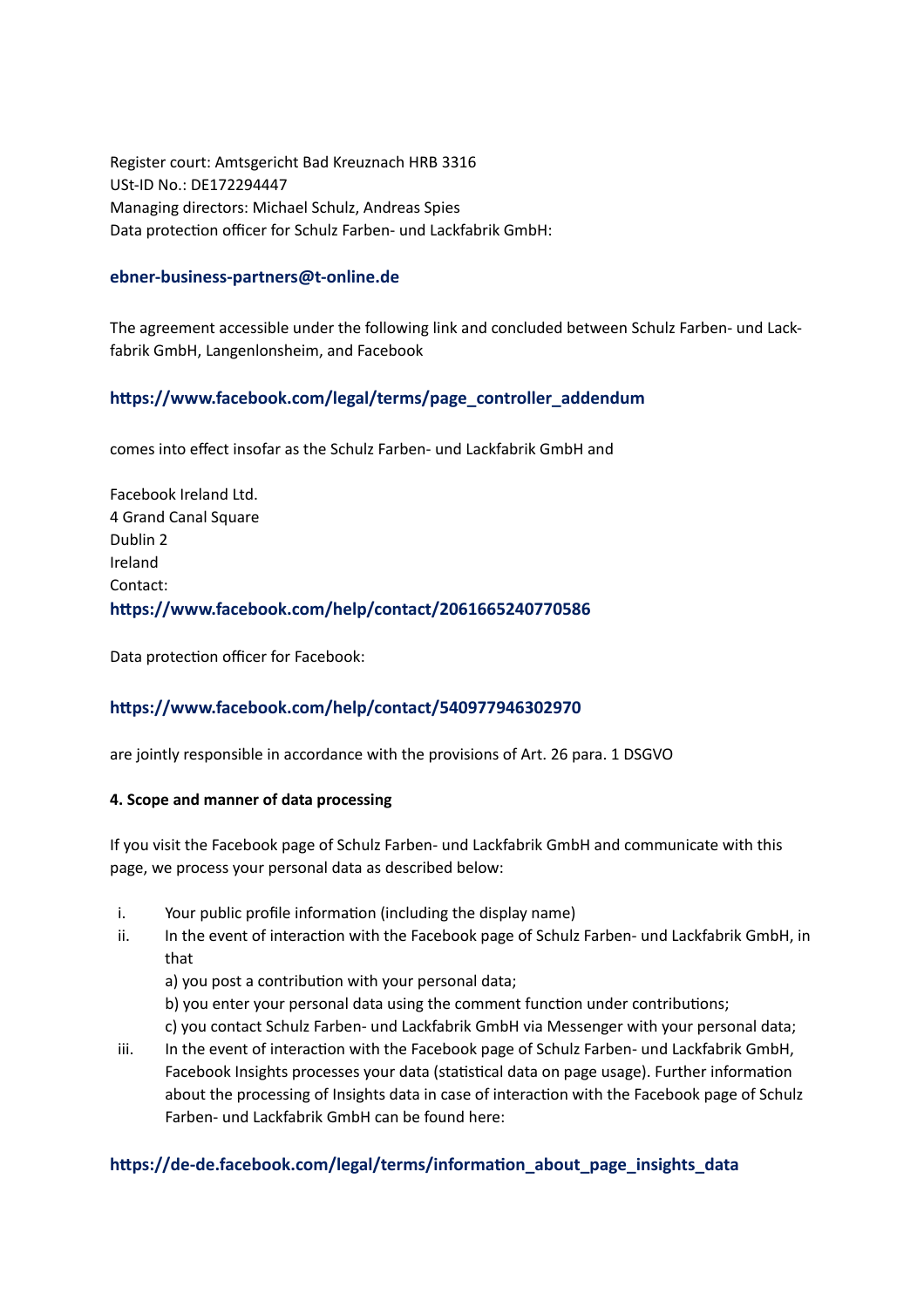Register court: Amtsgericht Bad Kreuznach HRB 3316
USt-ID No.: DE172294447
Managing directors: Michael Schulz, Andreas Spies
Data protection officer for Schulz Farben- und Lackfabrik GmbH:

**ebner-business-partners@t-online.de**

The agreement accessible under the following link and concluded between Schulz Farben- und Lackfabrik GmbH, Langenlonsheim, and Facebook

**https://www.facebook.com/legal/terms/page_controller_addendum**

comes into effect insofar as the Schulz Farben- und Lackfabrik GmbH and

Facebook Ireland Ltd.
4 Grand Canal Square
Dublin 2
Ireland
Contact:
**https://www.facebook.com/help/contact/2061665240770586**

Data protection officer for Facebook:

**https://www.facebook.com/help/contact/540977946302970**

are jointly responsible in accordance with the provisions of Art. 26 para. 1 DSGVO

**4. Scope and manner of data processing**

If you visit the Facebook page of Schulz Farben- und Lackfabrik GmbH and communicate with this page, we process your personal data as described below:

i. Your public profile information (including the display name)
ii. In the event of interaction with the Facebook page of Schulz Farben- und Lackfabrik GmbH, in that
    a) you post a contribution with your personal data;
    b) you enter your personal data using the comment function under contributions;
    c) you contact Schulz Farben- und Lackfabrik GmbH via Messenger with your personal data;
iii. In the event of interaction with the Facebook page of Schulz Farben- und Lackfabrik GmbH, Facebook Insights processes your data (statistical data on page usage). Further information about the processing of Insights data in case of interaction with the Facebook page of Schulz Farben- und Lackfabrik GmbH can be found here:

**https://de-de.facebook.com/legal/terms/information_about_page_insights_data**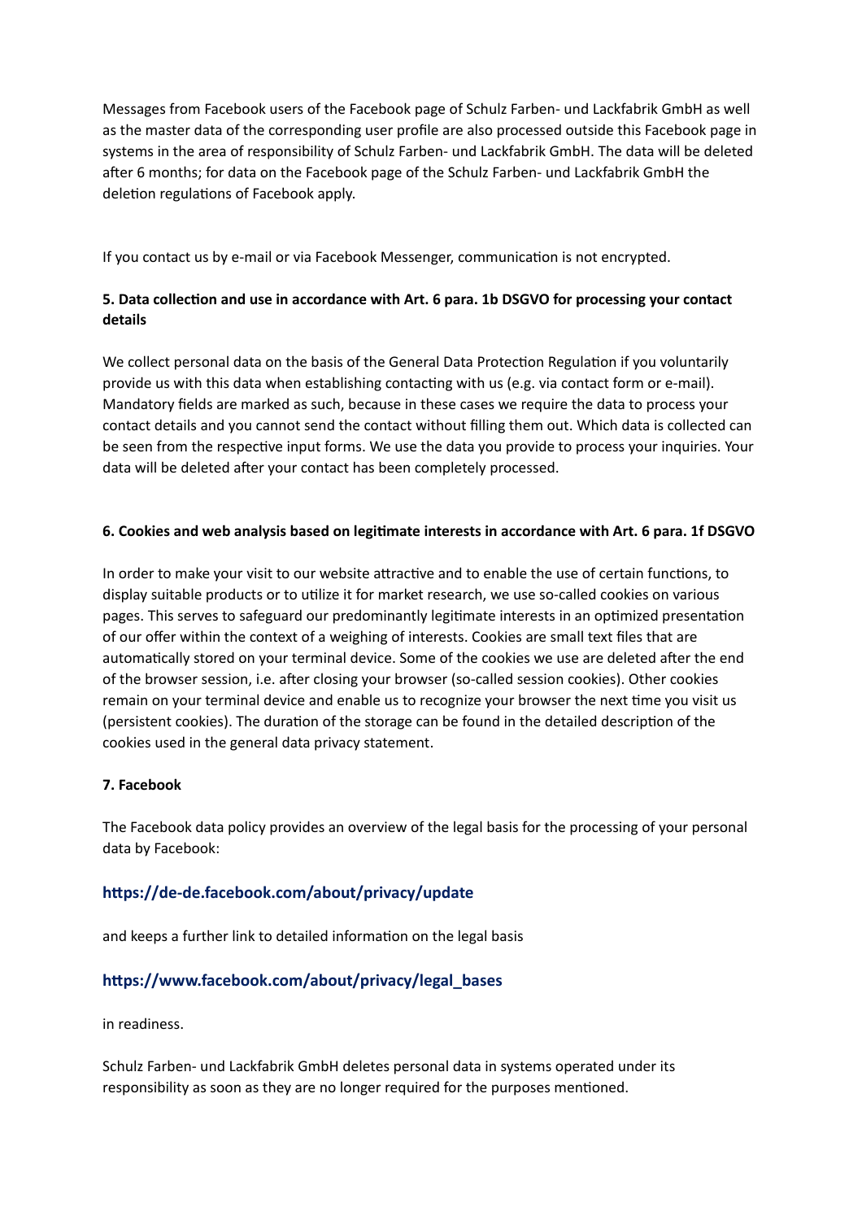Messages from Facebook users of the Facebook page of Schulz Farben- und Lackfabrik GmbH as well as the master data of the corresponding user profile are also processed outside this Facebook page in systems in the area of responsibility of Schulz Farben- und Lackfabrik GmbH. The data will be deleted after 6 months; for data on the Facebook page of the Schulz Farben- und Lackfabrik GmbH the deletion regulations of Facebook apply.

If you contact us by e-mail or via Facebook Messenger, communication is not encrypted.

### 5. Data collection and use in accordance with Art. 6 para. 1b DSGVO for processing your contact details

We collect personal data on the basis of the General Data Protection Regulation if you voluntarily provide us with this data when establishing contacting with us (e.g. via contact form or e-mail). Mandatory fields are marked as such, because in these cases we require the data to process your contact details and you cannot send the contact without filling them out. Which data is collected can be seen from the respective input forms. We use the data you provide to process your inquiries. Your data will be deleted after your contact has been completely processed.

### 6. Cookies and web analysis based on legitimate interests in accordance with Art. 6 para. 1f DSGVO

In order to make your visit to our website attractive and to enable the use of certain functions, to display suitable products or to utilize it for market research, we use so-called cookies on various pages. This serves to safeguard our predominantly legitimate interests in an optimized presentation of our offer within the context of a weighing of interests. Cookies are small text files that are automatically stored on your terminal device. Some of the cookies we use are deleted after the end of the browser session, i.e. after closing your browser (so-called session cookies). Other cookies remain on your terminal device and enable us to recognize your browser the next time you visit us (persistent cookies). The duration of the storage can be found in the detailed description of the cookies used in the general data privacy statement.

### 7. Facebook

The Facebook data policy provides an overview of the legal basis for the processing of your personal data by Facebook:

**https://de-de.facebook.com/about/privacy/update**

and keeps a further link to detailed information on the legal basis

**https://www.facebook.com/about/privacy/legal_bases**

in readiness.

Schulz Farben- und Lackfabrik GmbH deletes personal data in systems operated under its responsibility as soon as they are no longer required for the purposes mentioned.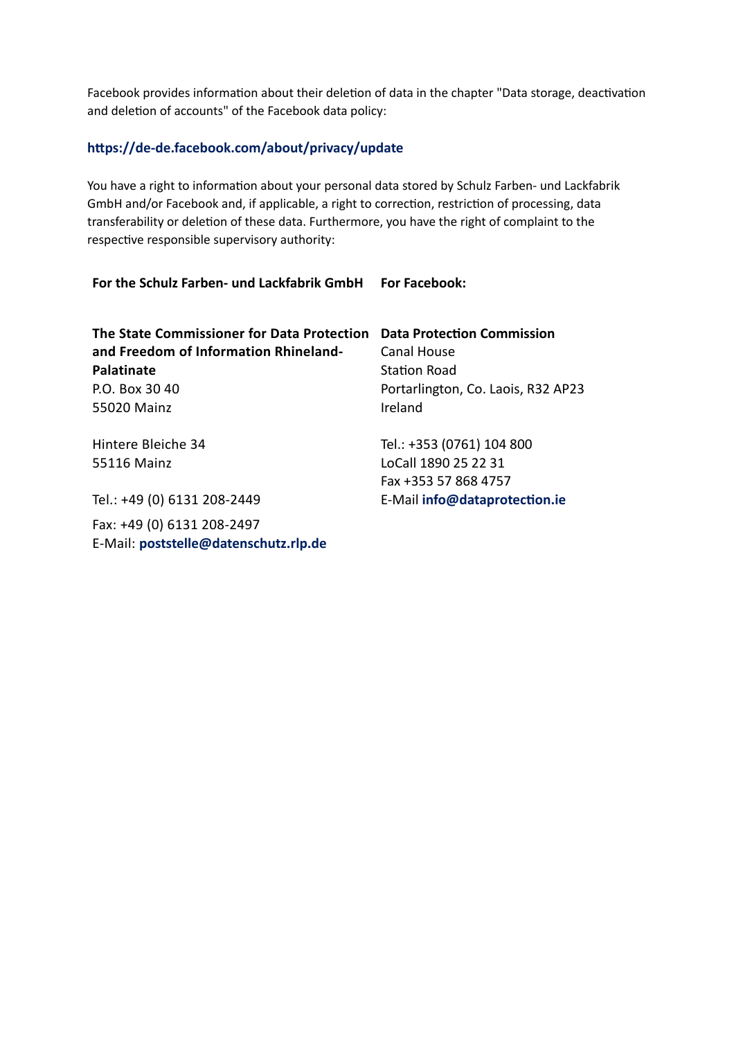Facebook provides information about their deletion of data in the chapter "Data storage, deactivation and deletion of accounts" of the Facebook data policy:

**https://de-de.facebook.com/about/privacy/update**

You have a right to information about your personal data stored by Schulz Farben- und Lackfabrik GmbH and/or Facebook and, if applicable, a right to correction, restriction of processing, data transferability or deletion of these data. Furthermore, you have the right of complaint to the respective responsible supervisory authority:

**For the Schulz Farben- und Lackfabrik GmbH**

**The State Commissioner for Data Protection and Freedom of Information Rhineland-Palatinate**
P.O. Box 30 40
55020 Mainz

Hintere Bleiche 34
55116 Mainz

Tel.: +49 (0) 6131 208-2449

Fax: +49 (0) 6131 208-2497
E-Mail: **poststelle@datenschutz.rlp.de**

**For Facebook:**

**Data Protection Commission**
Canal House
Station Road
Portarlington, Co. Laois, R32 AP23
Ireland

Tel.: +353 (0761) 104 800
LoCall 1890 25 22 31
Fax +353 57 868 4757
E-Mail **info@dataprotection.ie**